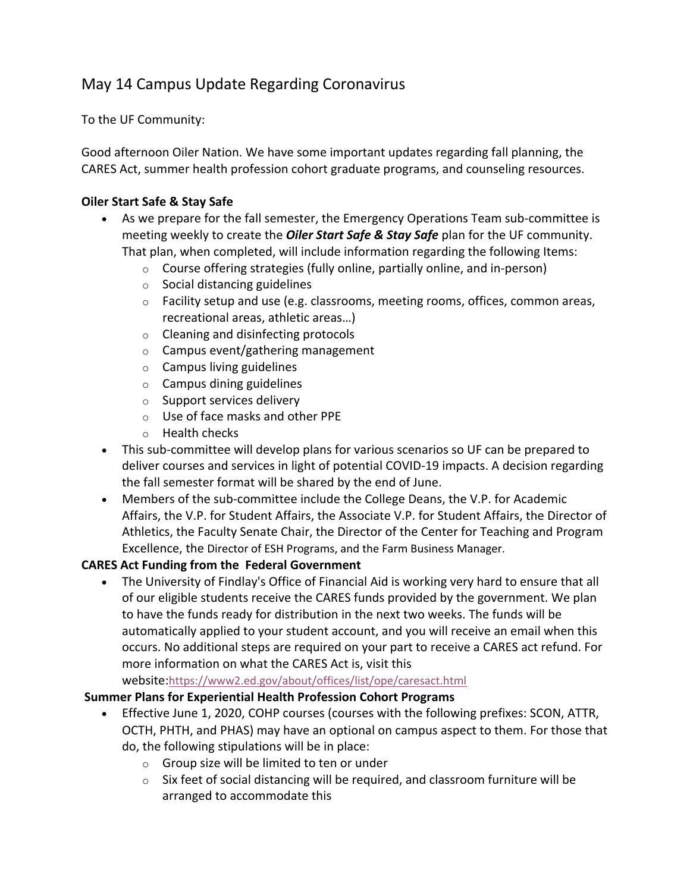# May 14 Campus Update Regarding Coronavirus

To the UF Community:

Good afternoon Oiler Nation. We have some important updates regarding fall planning, the CARES Act, summer health profession cohort graduate programs, and counseling resources.

**Oiler Start Safe & Stay Safe**

- As we prepare for the fall semester, the Emergency Operations Team sub-committee is meeting weekly to create the ***Oiler Start Safe & Stay Safe*** plan for the UF community. That plan, when completed, will include information regarding the following Items:
  - Course offering strategies (fully online, partially online, and in-person)
  - Social distancing guidelines
  - Facility setup and use (e.g. classrooms, meeting rooms, offices, common areas, recreational areas, athletic areas…)
  - Cleaning and disinfecting protocols
  - Campus event/gathering management
  - Campus living guidelines
  - Campus dining guidelines
  - Support services delivery
  - Use of face masks and other PPE
  - Health checks
- This sub-committee will develop plans for various scenarios so UF can be prepared to deliver courses and services in light of potential COVID-19 impacts. A decision regarding the fall semester format will be shared by the end of June.
- Members of the sub-committee include the College Deans, the V.P. for Academic Affairs, the V.P. for Student Affairs, the Associate V.P. for Student Affairs, the Director of Athletics, the Faculty Senate Chair, the Director of the Center for Teaching and Program Excellence, the Director of ESH Programs, and the Farm Business Manager.

**CARES Act Funding from the Federal Government**

- The University of Findlay's Office of Financial Aid is working very hard to ensure that all of our eligible students receive the CARES funds provided by the government. We plan to have the funds ready for distribution in the next two weeks. The funds will be automatically applied to your student account, and you will receive an email when this occurs. No additional steps are required on your part to receive a CARES act refund. For more information on what the CARES Act is, visit this website:https://www2.ed.gov/about/offices/list/ope/caresact.html

**Summer Plans for Experiential Health Profession Cohort Programs**

- Effective June 1, 2020, COHP courses (courses with the following prefixes: SCON, ATTR, OCTH, PHTH, and PHAS) may have an optional on campus aspect to them. For those that do, the following stipulations will be in place:
  - Group size will be limited to ten or under
  - Six feet of social distancing will be required, and classroom furniture will be arranged to accommodate this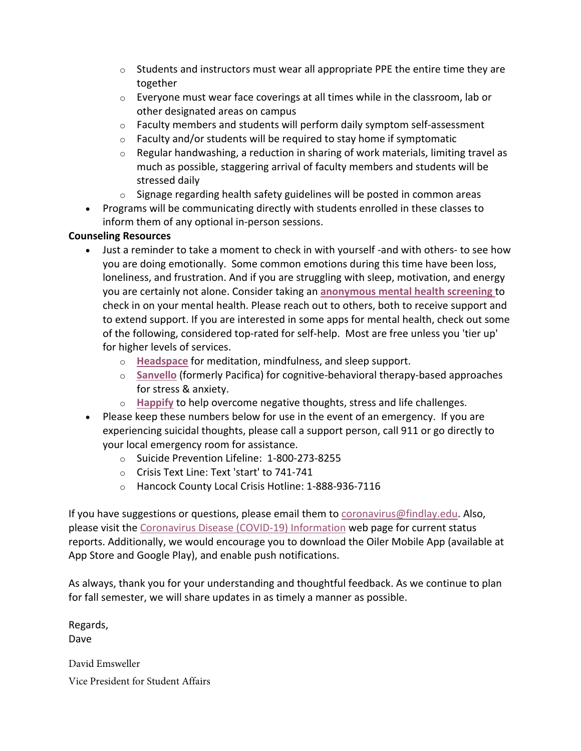- Students and instructors must wear all appropriate PPE the entire time they are together
  - Everyone must wear face coverings at all times while in the classroom, lab or other designated areas on campus
  - Faculty members and students will perform daily symptom self-assessment
  - Faculty and/or students will be required to stay home if symptomatic
  - Regular handwashing, a reduction in sharing of work materials, limiting travel as much as possible, staggering arrival of faculty members and students will be stressed daily
  - Signage regarding health safety guidelines will be posted in common areas
- Programs will be communicating directly with students enrolled in these classes to inform them of any optional in-person sessions.

**Counseling Resources**

- Just a reminder to take a moment to check in with yourself -and with others- to see how you are doing emotionally. Some common emotions during this time have been loss, loneliness, and frustration. And if you are struggling with sleep, motivation, and energy you are certainly not alone. Consider taking an **anonymous mental health screening** to check in on your mental health. Please reach out to others, both to receive support and to extend support. If you are interested in some apps for mental health, check out some of the following, considered top-rated for self-help. Most are free unless you 'tier up' for higher levels of services.
  - **Headspace** for meditation, mindfulness, and sleep support.
  - **Sanvello** (formerly Pacifica) for cognitive-behavioral therapy-based approaches for stress & anxiety.
  - **Happify** to help overcome negative thoughts, stress and life challenges.
- Please keep these numbers below for use in the event of an emergency. If you are experiencing suicidal thoughts, please call a support person, call 911 or go directly to your local emergency room for assistance.
  - Suicide Prevention Lifeline: 1-800-273-8255
  - Crisis Text Line: Text 'start' to 741-741
  - Hancock County Local Crisis Hotline: 1-888-936-7116

If you have suggestions or questions, please email them to coronavirus@findlay.edu. Also, please visit the Coronavirus Disease (COVID-19) Information web page for current status reports. Additionally, we would encourage you to download the Oiler Mobile App (available at App Store and Google Play), and enable push notifications.

As always, thank you for your understanding and thoughtful feedback. As we continue to plan for fall semester, we will share updates in as timely a manner as possible.

Regards,
Dave

David Emsweller

Vice President for Student Affairs